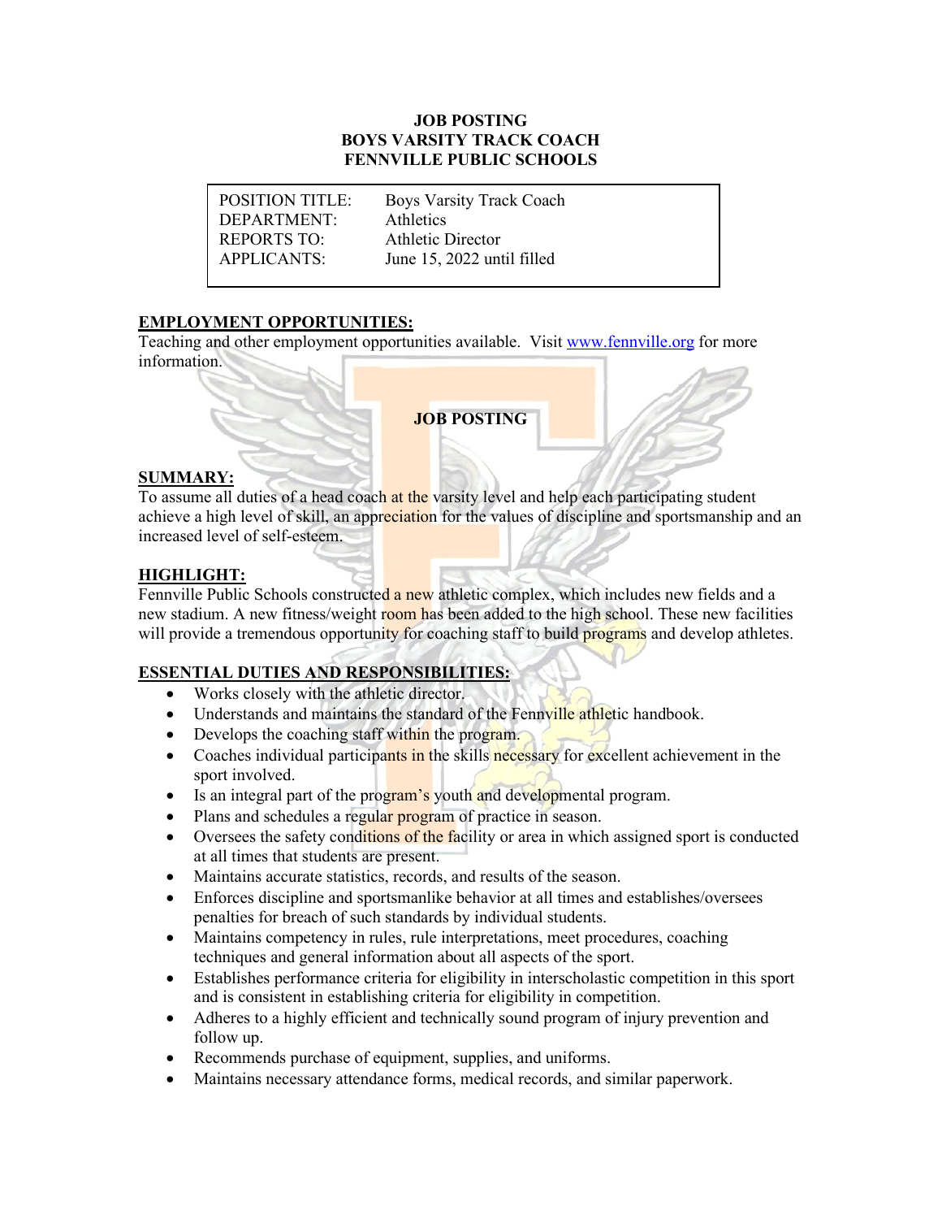# JOB POSTING
# BOYS VARSITY TRACK COACH
# FENNVILLE PUBLIC SCHOOLS

| | |
|---|---|
| POSITION TITLE: | Boys Varsity Track Coach |
| DEPARTMENT: | Athletics |
| REPORTS TO: | Athletic Director |
| APPLICANTS: | June 15, 2022 until filled |

## EMPLOYMENT OPPORTUNITIES:

Teaching and other employment opportunities available. Visit www.fennville.org for more information.

**JOB POSTING**

## SUMMARY:

To assume all duties of a head coach at the varsity level and help each participating student achieve a high level of skill, an appreciation for the values of discipline and sportsmanship and an increased level of self-esteem.

## HIGHLIGHT:

Fennville Public Schools constructed a new athletic complex, which includes new fields and a new stadium. A new fitness/weight room has been added to the high school. These new facilities will provide a tremendous opportunity for coaching staff to build programs and develop athletes.

## ESSENTIAL DUTIES AND RESPONSIBILITIES:

- Works closely with the athletic director.
- Understands and maintains the standard of the Fennville athletic handbook.
- Develops the coaching staff within the program.
- Coaches individual participants in the skills necessary for excellent achievement in the sport involved.
- Is an integral part of the program's youth and developmental program.
- Plans and schedules a regular program of practice in season.
- Oversees the safety conditions of the facility or area in which assigned sport is conducted at all times that students are present.
- Maintains accurate statistics, records, and results of the season.
- Enforces discipline and sportsmanlike behavior at all times and establishes/oversees penalties for breach of such standards by individual students.
- Maintains competency in rules, rule interpretations, meet procedures, coaching techniques and general information about all aspects of the sport.
- Establishes performance criteria for eligibility in interscholastic competition in this sport and is consistent in establishing criteria for eligibility in competition.
- Adheres to a highly efficient and technically sound program of injury prevention and follow up.
- Recommends purchase of equipment, supplies, and uniforms.
- Maintains necessary attendance forms, medical records, and similar paperwork.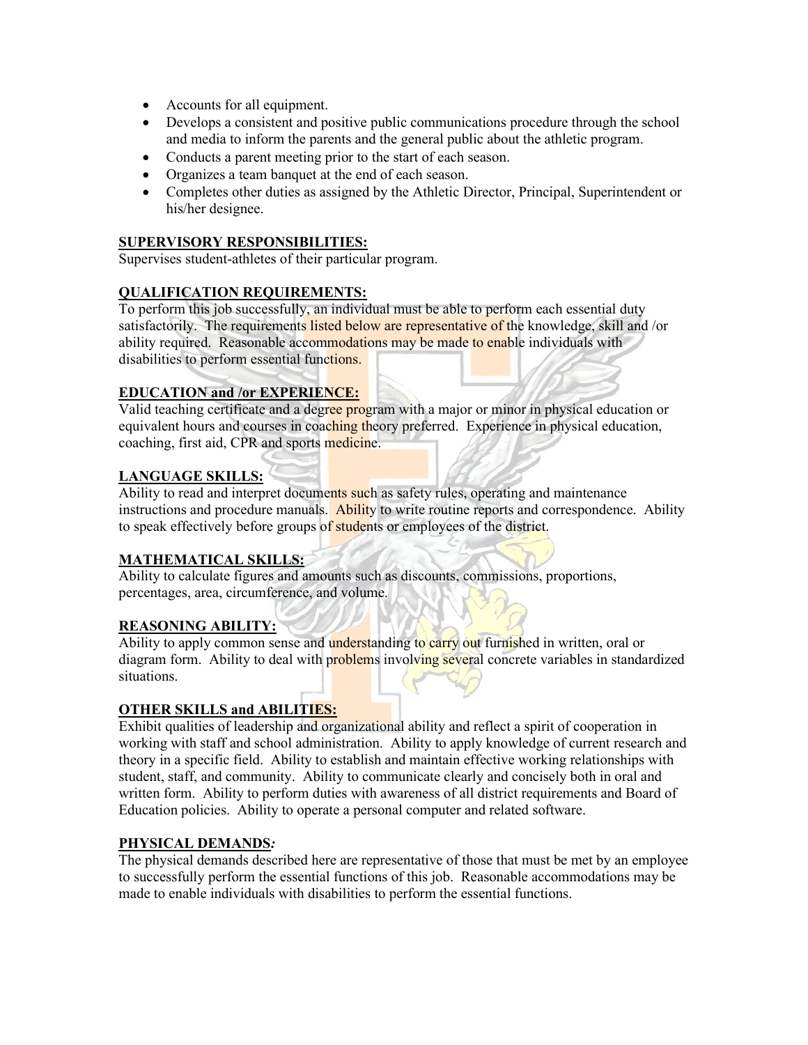- Accounts for all equipment.
- Develops a consistent and positive public communications procedure through the school and media to inform the parents and the general public about the athletic program.
- Conducts a parent meeting prior to the start of each season.
- Organizes a team banquet at the end of each season.
- Completes other duties as assigned by the Athletic Director, Principal, Superintendent or his/her designee.

**SUPERVISORY RESPONSIBILITIES:**

Supervises student-athletes of their particular program.

**QUALIFICATION REQUIREMENTS:**

To perform this job successfully, an individual must be able to perform each essential duty satisfactorily. The requirements listed below are representative of the knowledge, skill and /or ability required. Reasonable accommodations may be made to enable individuals with disabilities to perform essential functions.

**EDUCATION and /or EXPERIENCE:**

Valid teaching certificate and a degree program with a major or minor in physical education or equivalent hours and courses in coaching theory preferred. Experience in physical education, coaching, first aid, CPR and sports medicine.

**LANGUAGE SKILLS:**

Ability to read and interpret documents such as safety rules, operating and maintenance instructions and procedure manuals. Ability to write routine reports and correspondence. Ability to speak effectively before groups of students or employees of the district.

**MATHEMATICAL SKILLS:**

Ability to calculate figures and amounts such as discounts, commissions, proportions, percentages, area, circumference, and volume.

**REASONING ABILITY:**

Ability to apply common sense and understanding to carry out furnished in written, oral or diagram form. Ability to deal with problems involving several concrete variables in standardized situations.

**OTHER SKILLS and ABILITIES:**

Exhibit qualities of leadership and organizational ability and reflect a spirit of cooperation in working with staff and school administration. Ability to apply knowledge of current research and theory in a specific field. Ability to establish and maintain effective working relationships with student, staff, and community. Ability to communicate clearly and concisely both in oral and written form. Ability to perform duties with awareness of all district requirements and Board of Education policies. Ability to operate a personal computer and related software.

**PHYSICAL DEMANDS*:***

The physical demands described here are representative of those that must be met by an employee to successfully perform the essential functions of this job. Reasonable accommodations may be made to enable individuals with disabilities to perform the essential functions.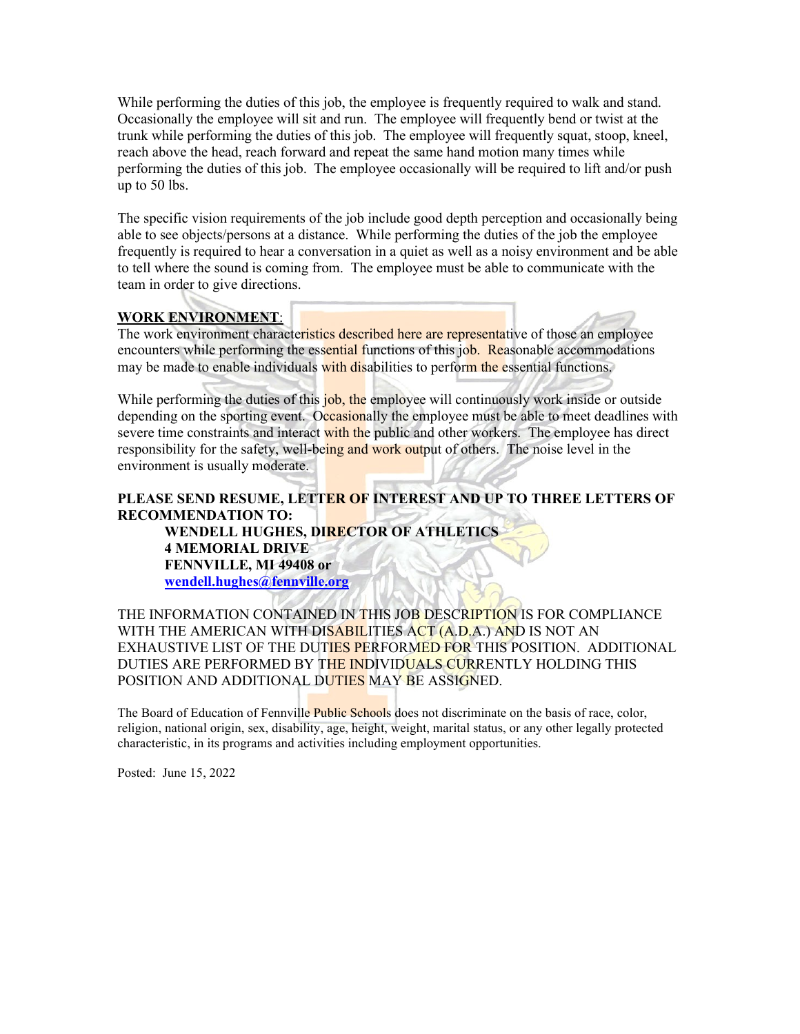While performing the duties of this job, the employee is frequently required to walk and stand. Occasionally the employee will sit and run. The employee will frequently bend or twist at the trunk while performing the duties of this job. The employee will frequently squat, stoop, kneel, reach above the head, reach forward and repeat the same hand motion many times while performing the duties of this job. The employee occasionally will be required to lift and/or push up to 50 lbs.

The specific vision requirements of the job include good depth perception and occasionally being able to see objects/persons at a distance. While performing the duties of the job the employee frequently is required to hear a conversation in a quiet as well as a noisy environment and be able to tell where the sound is coming from. The employee must be able to communicate with the team in order to give directions.

**WORK ENVIRONMENT**:

The work environment characteristics described here are representative of those an employee encounters while performing the essential functions of this job. Reasonable accommodations may be made to enable individuals with disabilities to perform the essential functions.

While performing the duties of this job, the employee will continuously work inside or outside depending on the sporting event. Occasionally the employee must be able to meet deadlines with severe time constraints and interact with the public and other workers. The employee has direct responsibility for the safety, well-being and work output of others. The noise level in the environment is usually moderate.

**PLEASE SEND RESUME, LETTER OF INTEREST AND UP TO THREE LETTERS OF RECOMMENDATION TO:**

**WENDELL HUGHES, DIRECTOR OF ATHLETICS**
**4 MEMORIAL DRIVE**
**FENNVILLE, MI 49408 or**
**wendell.hughes@fennville.org**

THE INFORMATION CONTAINED IN THIS JOB DESCRIPTION IS FOR COMPLIANCE WITH THE AMERICAN WITH DISABILITIES ACT (A.D.A.) AND IS NOT AN EXHAUSTIVE LIST OF THE DUTIES PERFORMED FOR THIS POSITION. ADDITIONAL DUTIES ARE PERFORMED BY THE INDIVIDUALS CURRENTLY HOLDING THIS POSITION AND ADDITIONAL DUTIES MAY BE ASSIGNED.

The Board of Education of Fennville Public Schools does not discriminate on the basis of race, color, religion, national origin, sex, disability, age, height, weight, marital status, or any other legally protected characteristic, in its programs and activities including employment opportunities.

Posted: June 15, 2022